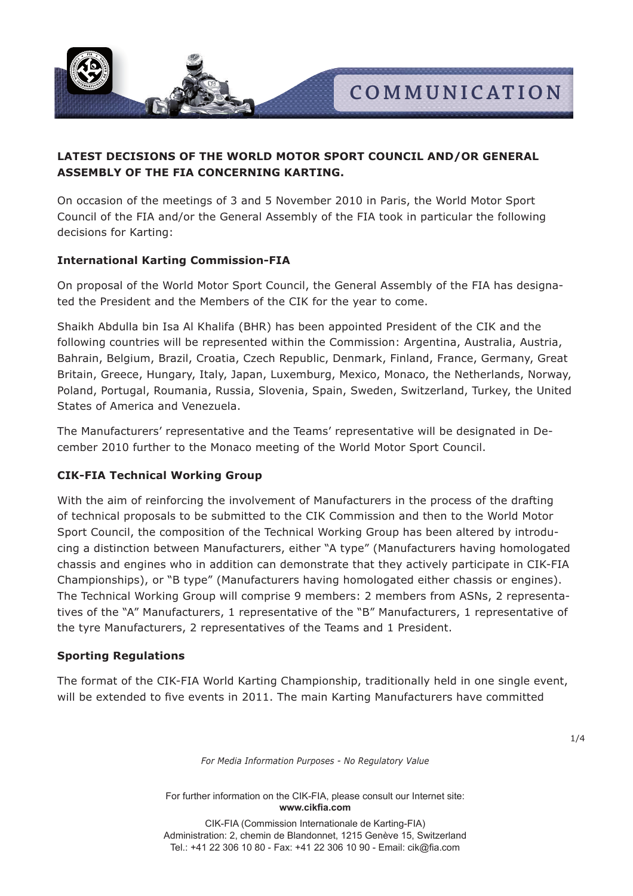COMMUNICATION

## LATEST DECISIONS OF THE WORLD MOTOR SPORT COUNCIL AND/OR GENERAL ASSEMBLY OF THE FIA CONCERNING KARTING.

On occasion of the meetings of 3 and 5 November 2010 in Paris, the World Motor Sport Council of the FIA and/or the General Assembly of the FIA took in particular the following decisions for Karting:

### International Karting Commission-FIA

On proposal of the World Motor Sport Council, the General Assembly of the FIA has designated the President and the Members of the CIK for the year to come.

Shaikh Abdulla bin Isa Al Khalifa (BHR) has been appointed President of the CIK and the following countries will be represented within the Commission: Argentina, Australia, Austria, Bahrain, Belgium, Brazil, Croatia, Czech Republic, Denmark, Finland, France, Germany, Great Britain, Greece, Hungary, Italy, Japan, Luxemburg, Mexico, Monaco, the Netherlands, Norway, Poland, Portugal, Roumania, Russia, Slovenia, Spain, Sweden, Switzerland, Turkey, the United States of America and Venezuela.

The Manufacturers' representative and the Teams' representative will be designated in December 2010 further to the Monaco meeting of the World Motor Sport Council.

### CIK-FIA Technical Working Group

With the aim of reinforcing the involvement of Manufacturers in the process of the drafting of technical proposals to be submitted to the CIK Commission and then to the World Motor Sport Council, the composition of the Technical Working Group has been altered by introducing a distinction between Manufacturers, either "A type" (Manufacturers having homologated chassis and engines who in addition can demonstrate that they actively participate in CIK-FIA Championships), or "B type" (Manufacturers having homologated either chassis or engines). The Technical Working Group will comprise 9 members: 2 members from ASNs, 2 representatives of the "A" Manufacturers, 1 representative of the "B" Manufacturers, 1 representative of the tyre Manufacturers, 2 representatives of the Teams and 1 President.

### Sporting Regulations

The format of the CIK-FIA World Karting Championship, traditionally held in one single event, will be extended to five events in 2011. The main Karting Manufacturers have committed

*For Media Information Purposes - No Regulatory Value*

For further information on the CIK-FIA, please consult our Internet site:
**www.cikfia.com**

CIK-FIA (Commission Internationale de Karting-FIA)
Administration: 2, chemin de Blandonnet, 1215 Genève 15, Switzerland
Tel.: +41 22 306 10 80 - Fax: +41 22 306 10 90 - Email: cik@fia.com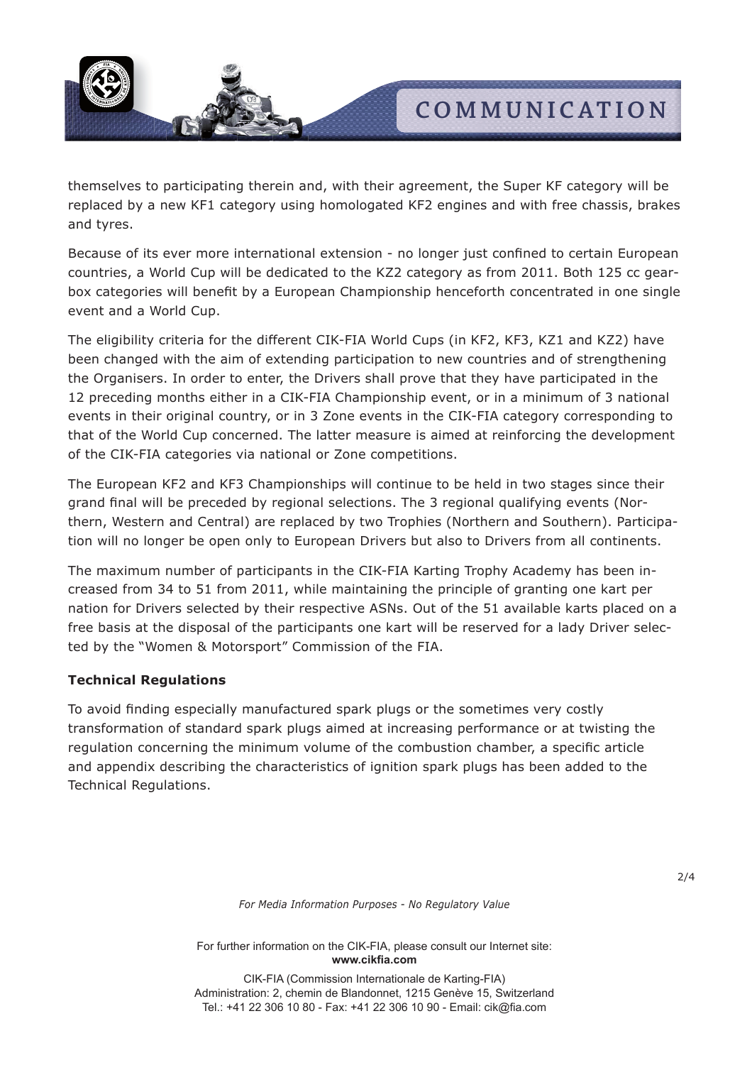themselves to participating therein and, with their agreement, the Super KF category will be replaced by a new KF1 category using homologated KF2 engines and with free chassis, brakes and tyres.

Because of its ever more international extension - no longer just confined to certain European countries, a World Cup will be dedicated to the KZ2 category as from 2011. Both 125 cc gearbox categories will benefit by a European Championship henceforth concentrated in one single event and a World Cup.

The eligibility criteria for the different CIK-FIA World Cups (in KF2, KF3, KZ1 and KZ2) have been changed with the aim of extending participation to new countries and of strengthening the Organisers. In order to enter, the Drivers shall prove that they have participated in the 12 preceding months either in a CIK-FIA Championship event, or in a minimum of 3 national events in their original country, or in 3 Zone events in the CIK-FIA category corresponding to that of the World Cup concerned. The latter measure is aimed at reinforcing the development of the CIK-FIA categories via national or Zone competitions.

The European KF2 and KF3 Championships will continue to be held in two stages since their grand final will be preceded by regional selections. The 3 regional qualifying events (Northern, Western and Central) are replaced by two Trophies (Northern and Southern). Participation will no longer be open only to European Drivers but also to Drivers from all continents.

The maximum number of participants in the CIK-FIA Karting Trophy Academy has been increased from 34 to 51 from 2011, while maintaining the principle of granting one kart per nation for Drivers selected by their respective ASNs. Out of the 51 available karts placed on a free basis at the disposal of the participants one kart will be reserved for a lady Driver selected by the "Women & Motorsport" Commission of the FIA.

**Technical Regulations**

To avoid finding especially manufactured spark plugs or the sometimes very costly transformation of standard spark plugs aimed at increasing performance or at twisting the regulation concerning the minimum volume of the combustion chamber, a specific article and appendix describing the characteristics of ignition spark plugs has been added to the Technical Regulations.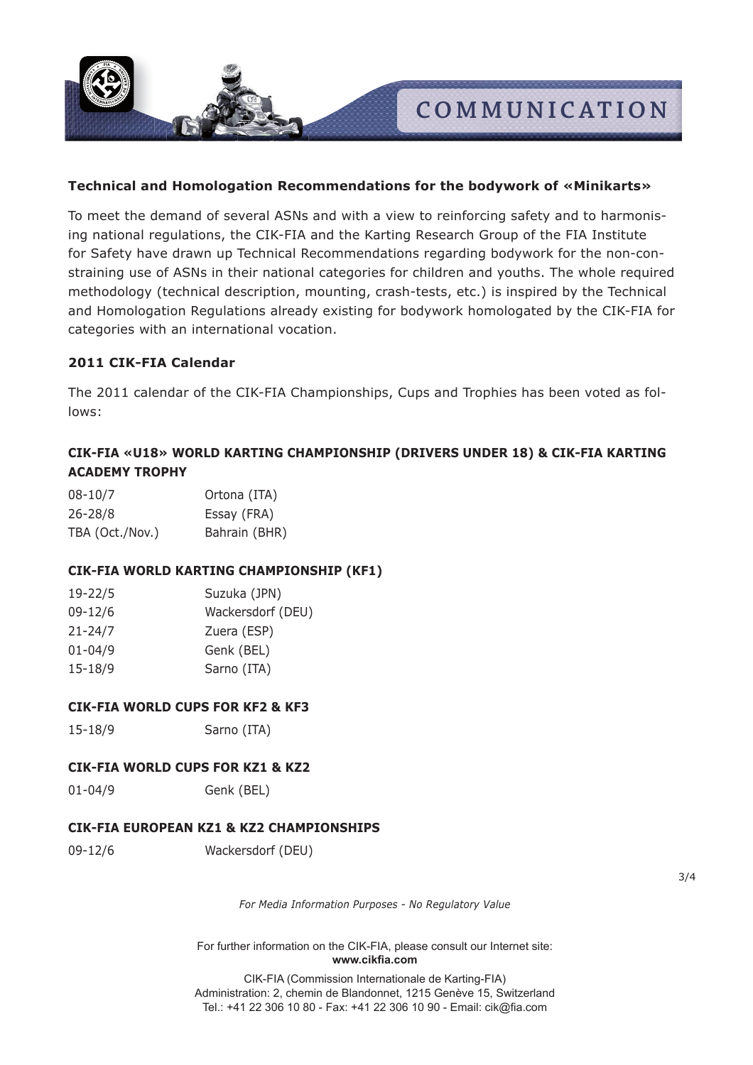**Technical and Homologation Recommendations for the bodywork of «Minikarts»**

To meet the demand of several ASNs and with a view to reinforcing safety and to harmonising national regulations, the CIK-FIA and the Karting Research Group of the FIA Institute for Safety have drawn up Technical Recommendations regarding bodywork for the non-constraining use of ASNs in their national categories for children and youths. The whole required methodology (technical description, mounting, crash-tests, etc.) is inspired by the Technical and Homologation Regulations already existing for bodywork homologated by the CIK-FIA for categories with an international vocation.

**2011 CIK-FIA Calendar**

The 2011 calendar of the CIK-FIA Championships, Cups and Trophies has been voted as follows:

**CIK-FIA «U18» WORLD KARTING CHAMPIONSHIP (DRIVERS UNDER 18) & CIK-FIA KARTING ACADEMY TROPHY**

| | |
|---|---|
| 08-10/7 | Ortona (ITA) |
| 26-28/8 | Essay (FRA) |
| TBA (Oct./Nov.) | Bahrain (BHR) |

**CIK-FIA WORLD KARTING CHAMPIONSHIP (KF1)**

| | |
|---|---|
| 19-22/5 | Suzuka (JPN) |
| 09-12/6 | Wackersdorf (DEU) |
| 21-24/7 | Zuera (ESP) |
| 01-04/9 | Genk (BEL) |
| 15-18/9 | Sarno (ITA) |

**CIK-FIA WORLD CUPS FOR KF2 & KF3**

| | |
|---|---|
| 15-18/9 | Sarno (ITA) |

**CIK-FIA WORLD CUPS FOR KZ1 & KZ2**

| | |
|---|---|
| 01-04/9 | Genk (BEL) |

**CIK-FIA EUROPEAN KZ1 & KZ2 CHAMPIONSHIPS**

| | |
|---|---|
| 09-12/6 | Wackersdorf (DEU) |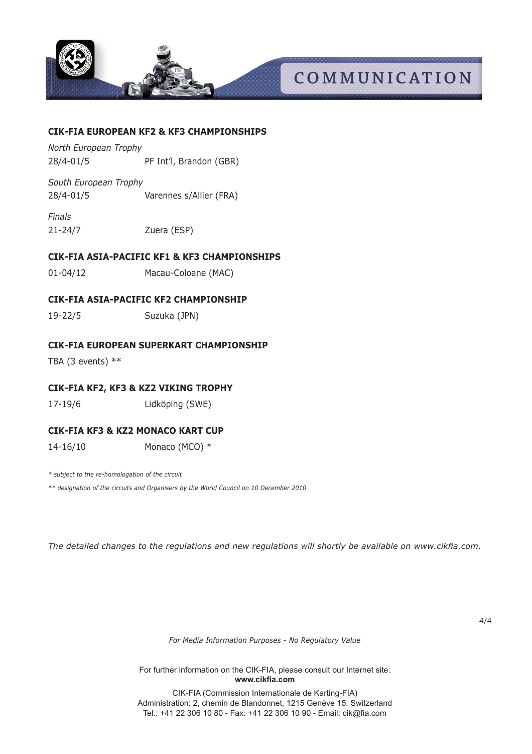### CIK-FIA EUROPEAN KF2 & KF3 CHAMPIONSHIPS

*North European Trophy*

28/4-01/5 PF Int'l, Brandon (GBR)

*South European Trophy*

28/4-01/5 Varennes s/Allier (FRA)

*Finals*

21-24/7 Zuera (ESP)

### CIK-FIA ASIA-PACIFIC KF1 & KF3 CHAMPIONSHIPS

01-04/12 Macau-Coloane (MAC)

### CIK-FIA ASIA-PACIFIC KF2 CHAMPIONSHIP

19-22/5 Suzuka (JPN)

### CIK-FIA EUROPEAN SUPERKART CHAMPIONSHIP

TBA (3 events) **

### CIK-FIA KF2, KF3 & KZ2 VIKING TROPHY

17-19/6 Lidköping (SWE)

### CIK-FIA KF3 & KZ2 MONACO KART CUP

14-16/10 Monaco (MCO) *

*\* subject to the re-homologation of the circuit*

*\*\* designation of the circuits and Organisers by the World Council on 10 December 2010*

*The detailed changes to the regulations and new regulations will shortly be available on www.cikfia.com.*

*For Media Information Purposes - No Regulatory Value*

For further information on the CIK-FIA, please consult our Internet site:
**www.cikfia.com**

CIK-FIA (Commission Internationale de Karting-FIA)
Administration: 2, chemin de Blandonnet, 1215 Genève 15, Switzerland
Tel.: +41 22 306 10 80 - Fax: +41 22 306 10 90 - Email: cik@fia.com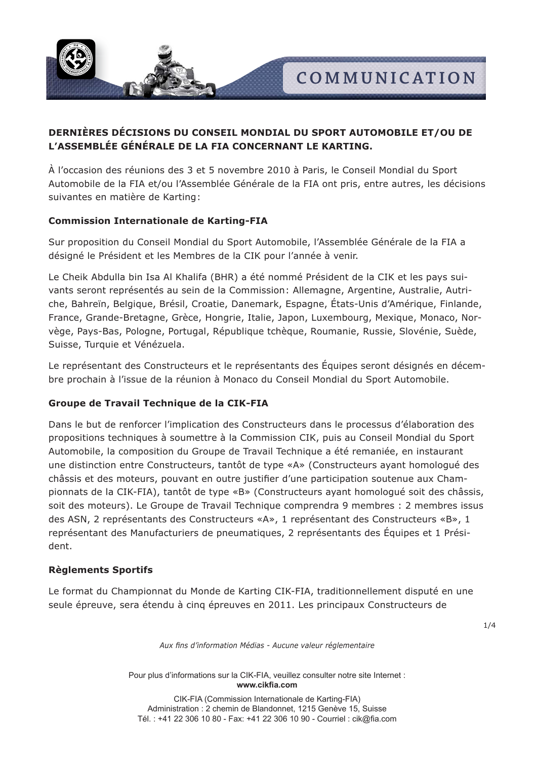**DERNIÈRES DÉCISIONS DU CONSEIL MONDIAL DU SPORT AUTOMOBILE ET/OU DE L'ASSEMBLÉE GÉNÉRALE DE LA FIA CONCERNANT LE KARTING.**

À l'occasion des réunions des 3 et 5 novembre 2010 à Paris, le Conseil Mondial du Sport Automobile de la FIA et/ou l'Assemblée Générale de la FIA ont pris, entre autres, les décisions suivantes en matière de Karting :

**Commission Internationale de Karting-FIA**

Sur proposition du Conseil Mondial du Sport Automobile, l'Assemblée Générale de la FIA a désigné le Président et les Membres de la CIK pour l'année à venir.

Le Cheik Abdulla bin Isa Al Khalifa (BHR) a été nommé Président de la CIK et les pays suivants seront représentés au sein de la Commission : Allemagne, Argentine, Australie, Autriche, Bahreïn, Belgique, Brésil, Croatie, Danemark, Espagne, États-Unis d'Amérique, Finlande, France, Grande-Bretagne, Grèce, Hongrie, Italie, Japon, Luxembourg, Mexique, Monaco, Norvège, Pays-Bas, Pologne, Portugal, République tchèque, Roumanie, Russie, Slovénie, Suède, Suisse, Turquie et Vénézuela.

Le représentant des Constructeurs et le représentants des Équipes seront désignés en décembre prochain à l'issue de la réunion à Monaco du Conseil Mondial du Sport Automobile.

**Groupe de Travail Technique de la CIK-FIA**

Dans le but de renforcer l'implication des Constructeurs dans le processus d'élaboration des propositions techniques à soumettre à la Commission CIK, puis au Conseil Mondial du Sport Automobile, la composition du Groupe de Travail Technique a été remaniée, en instaurant une distinction entre Constructeurs, tantôt de type «A» (Constructeurs ayant homologué des châssis et des moteurs, pouvant en outre justifier d'une participation soutenue aux Championnats de la CIK-FIA), tantôt de type «B» (Constructeurs ayant homologué soit des châssis, soit des moteurs). Le Groupe de Travail Technique comprendra 9 membres : 2 membres issus des ASN, 2 représentants des Constructeurs «A», 1 représentant des Constructeurs «B», 1 représentant des Manufacturiers de pneumatiques, 2 représentants des Équipes et 1 Président.

**Règlements Sportifs**

Le format du Championnat du Monde de Karting CIK-FIA, traditionnellement disputé en une seule épreuve, sera étendu à cinq épreuves en 2011. Les principaux Constructeurs de

*Aux fins d'information Médias - Aucune valeur réglementaire*

Pour plus d'informations sur la CIK-FIA, veuillez consulter notre site Internet : **www.cikfia.com**

CIK-FIA (Commission Internationale de Karting-FIA)
Administration : 2 chemin de Blandonnet, 1215 Genève 15, Suisse
Tél. : +41 22 306 10 80 - Fax: +41 22 306 10 90 - Courriel : cik@fia.com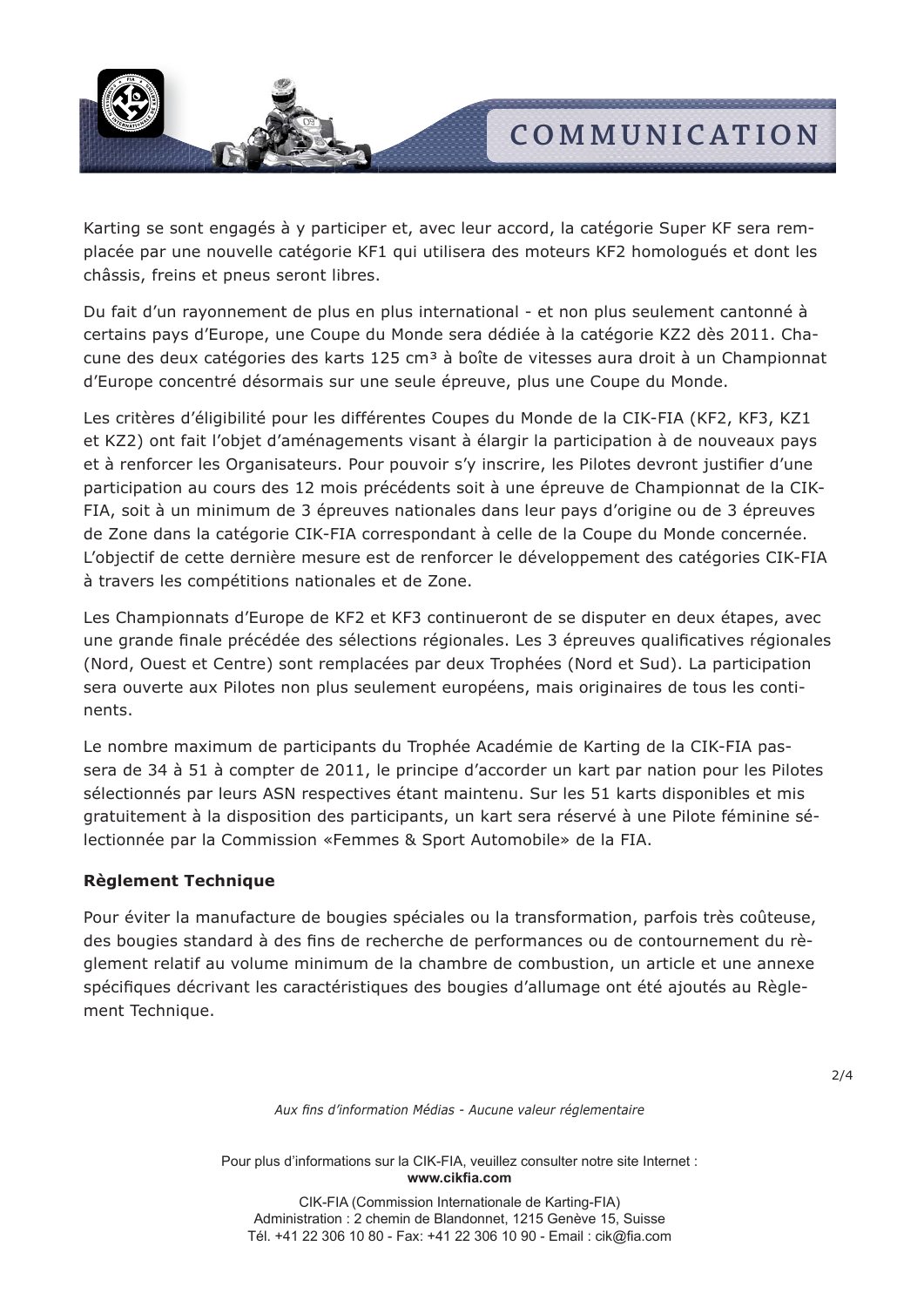Karting se sont engagés à y participer et, avec leur accord, la catégorie Super KF sera remplacée par une nouvelle catégorie KF1 qui utilisera des moteurs KF2 homologués et dont les châssis, freins et pneus seront libres.

Du fait d'un rayonnement de plus en plus international - et non plus seulement cantonné à certains pays d'Europe, une Coupe du Monde sera dédiée à la catégorie KZ2 dès 2011. Chacune des deux catégories des karts 125 cm³ à boîte de vitesses aura droit à un Championnat d'Europe concentré désormais sur une seule épreuve, plus une Coupe du Monde.

Les critères d'éligibilité pour les différentes Coupes du Monde de la CIK-FIA (KF2, KF3, KZ1 et KZ2) ont fait l'objet d'aménagements visant à élargir la participation à de nouveaux pays et à renforcer les Organisateurs. Pour pouvoir s'y inscrire, les Pilotes devront justifier d'une participation au cours des 12 mois précédents soit à une épreuve de Championnat de la CIK-FIA, soit à un minimum de 3 épreuves nationales dans leur pays d'origine ou de 3 épreuves de Zone dans la catégorie CIK-FIA correspondant à celle de la Coupe du Monde concernée. L'objectif de cette dernière mesure est de renforcer le développement des catégories CIK-FIA à travers les compétitions nationales et de Zone.

Les Championnats d'Europe de KF2 et KF3 continueront de se disputer en deux étapes, avec une grande finale précédée des sélections régionales. Les 3 épreuves qualificatives régionales (Nord, Ouest et Centre) sont remplacées par deux Trophées (Nord et Sud). La participation sera ouverte aux Pilotes non plus seulement européens, mais originaires de tous les continents.

Le nombre maximum de participants du Trophée Académie de Karting de la CIK-FIA passera de 34 à 51 à compter de 2011, le principe d'accorder un kart par nation pour les Pilotes sélectionnés par leurs ASN respectives étant maintenu. Sur les 51 karts disponibles et mis gratuitement à la disposition des participants, un kart sera réservé à une Pilote féminine sélectionnée par la Commission «Femmes & Sport Automobile» de la FIA.

**Règlement Technique**

Pour éviter la manufacture de bougies spéciales ou la transformation, parfois très coûteuse, des bougies standard à des fins de recherche de performances ou de contournement du règlement relatif au volume minimum de la chambre de combustion, un article et une annexe spécifiques décrivant les caractéristiques des bougies d'allumage ont été ajoutés au Règlement Technique.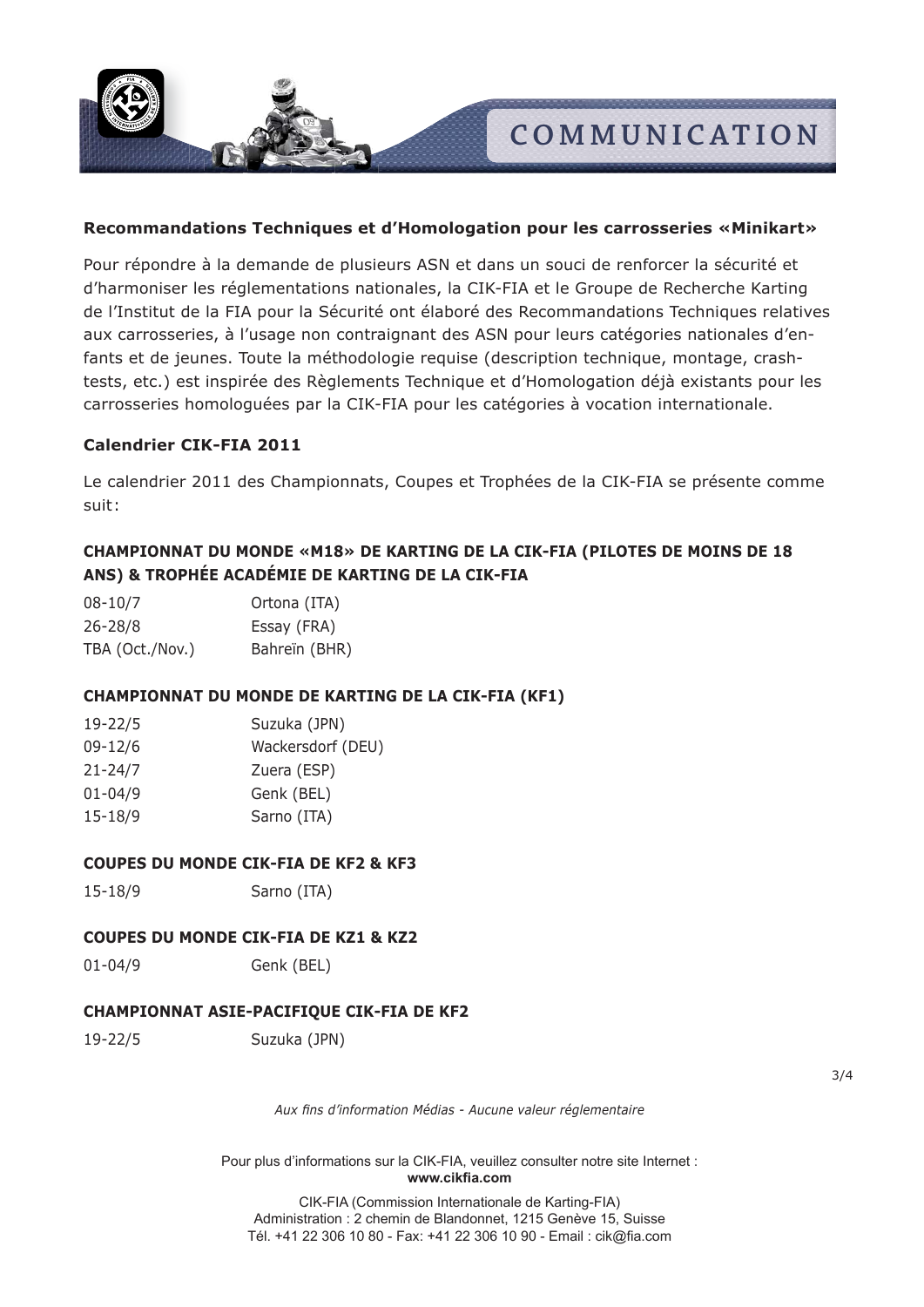**Recommandations Techniques et d'Homologation pour les carrosseries «Minikart»**

Pour répondre à la demande de plusieurs ASN et dans un souci de renforcer la sécurité et d'harmoniser les réglementations nationales, la CIK-FIA et le Groupe de Recherche Karting de l'Institut de la FIA pour la Sécurité ont élaboré des Recommandations Techniques relatives aux carrosseries, à l'usage non contraignant des ASN pour leurs catégories nationales d'enfants et de jeunes. Toute la méthodologie requise (description technique, montage, crash-tests, etc.) est inspirée des Règlements Technique et d'Homologation déjà existants pour les carrosseries homologuées par la CIK-FIA pour les catégories à vocation internationale.

**Calendrier CIK-FIA 2011**

Le calendrier 2011 des Championnats, Coupes et Trophées de la CIK-FIA se présente comme suit:

**CHAMPIONNAT DU MONDE «M18» DE KARTING DE LA CIK-FIA (PILOTES DE MOINS DE 18 ANS) & TROPHÉE ACADÉMIE DE KARTING DE LA CIK-FIA**

| | |
|---|---|
| 08-10/7 | Ortona (ITA) |
| 26-28/8 | Essay (FRA) |
| TBA (Oct./Nov.) | Bahreïn (BHR) |

**CHAMPIONNAT DU MONDE DE KARTING DE LA CIK-FIA (KF1)**

| | |
|---|---|
| 19-22/5 | Suzuka (JPN) |
| 09-12/6 | Wackersdorf (DEU) |
| 21-24/7 | Zuera (ESP) |
| 01-04/9 | Genk (BEL) |
| 15-18/9 | Sarno (ITA) |

**COUPES DU MONDE CIK-FIA DE KF2 & KF3**

| | |
|---|---|
| 15-18/9 | Sarno (ITA) |

**COUPES DU MONDE CIK-FIA DE KZ1 & KZ2**

| | |
|---|---|
| 01-04/9 | Genk (BEL) |

**CHAMPIONNAT ASIE-PACIFIQUE CIK-FIA DE KF2**

| | |
|---|---|
| 19-22/5 | Suzuka (JPN) |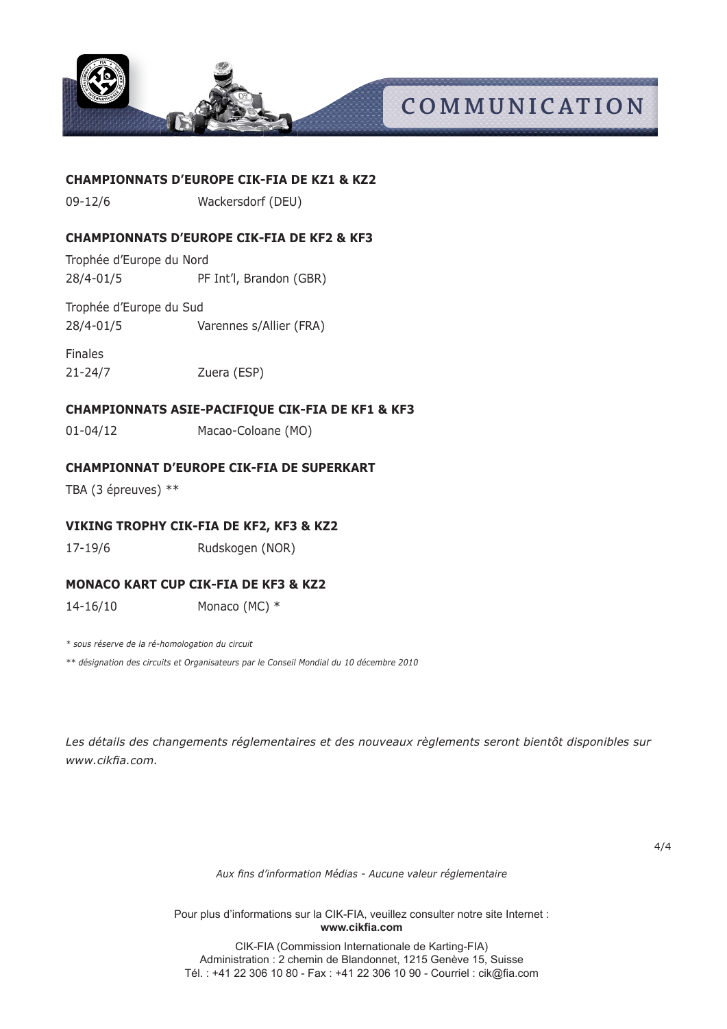**CHAMPIONNATS D'EUROPE CIK-FIA DE KZ1 & KZ2**

09-12/6 Wackersdorf (DEU)

**CHAMPIONNATS D'EUROPE CIK-FIA DE KF2 & KF3**

Trophée d'Europe du Nord

28/4-01/5 PF Int'l, Brandon (GBR)

Trophée d'Europe du Sud

28/4-01/5 Varennes s/Allier (FRA)

Finales

21-24/7 Zuera (ESP)

**CHAMPIONNATS ASIE-PACIFIQUE CIK-FIA DE KF1 & KF3**

01-04/12 Macao-Coloane (MO)

**CHAMPIONNAT D'EUROPE CIK-FIA DE SUPERKART**

TBA (3 épreuves) **

**VIKING TROPHY CIK-FIA DE KF2, KF3 & KZ2**

17-19/6 Rudskogen (NOR)

**MONACO KART CUP CIK-FIA DE KF3 & KZ2**

14-16/10 Monaco (MC) *

*\* sous réserve de la ré-homologation du circuit*

*\*\* désignation des circuits et Organisateurs par le Conseil Mondial du 10 décembre 2010*

*Les détails des changements réglementaires et des nouveaux règlements seront bientôt disponibles sur www.cikfia.com.*

*Aux fins d'information Médias - Aucune valeur réglementaire*

Pour plus d'informations sur la CIK-FIA, veuillez consulter notre site Internet :
**www.cikfia.com**

CIK-FIA (Commission Internationale de Karting-FIA)
Administration : 2 chemin de Blandonnet, 1215 Genève 15, Suisse
Tél. : +41 22 306 10 80 - Fax : +41 22 306 10 90 - Courriel : cik@fia.com